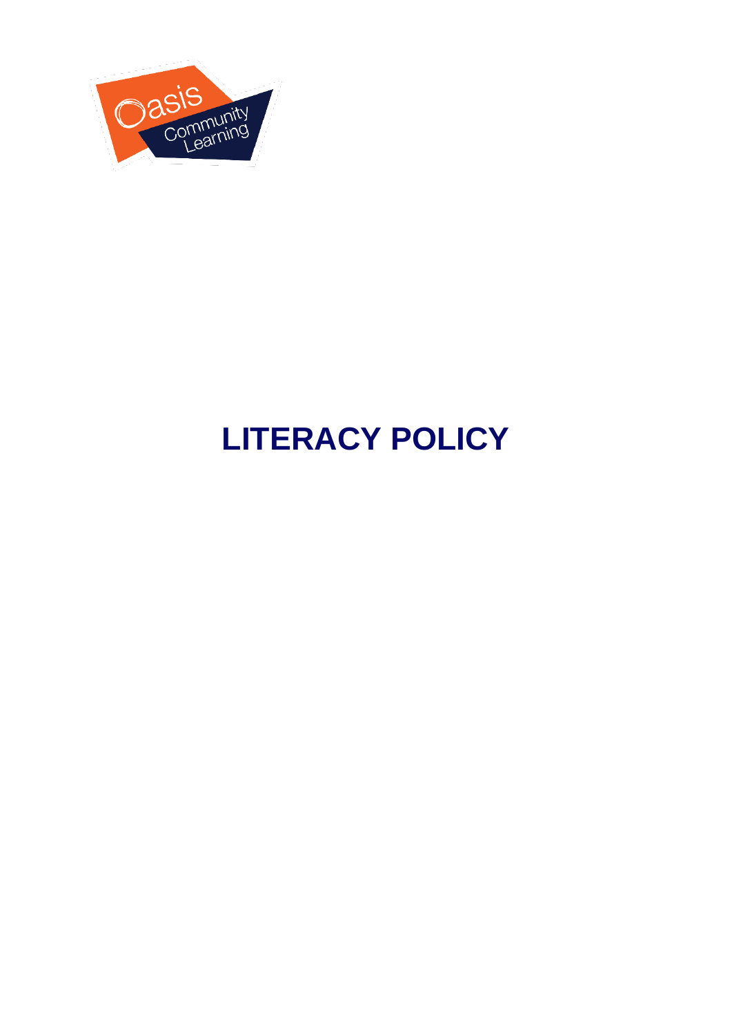# LITERACY POLICY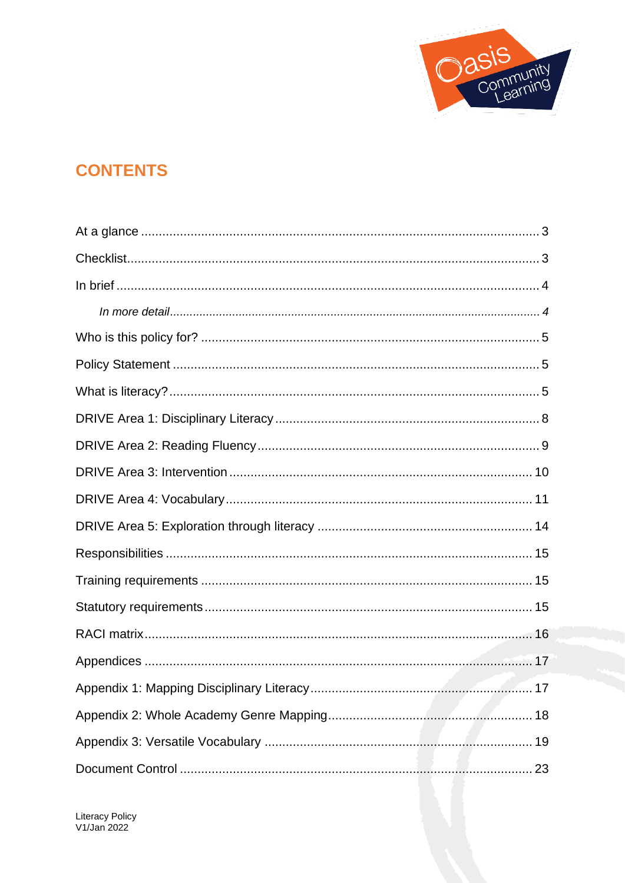# CONTENTS

At a glance ........................................................................................................ 3

Checklist.............................................................................................................. 3

In brief ................................................................................................................ 4

*In more detail...................................................................................................... 4*

Who is this policy for? ........................................................................................ 5

Policy Statement ................................................................................................. 5

What is literacy?.................................................................................................. 5

DRIVE Area 1: Disciplinary Literacy .................................................................. 8

DRIVE Area 2: Reading Fluency ......................................................................... 9

DRIVE Area 3: Intervention ............................................................................... 10

DRIVE Area 4: Vocabulary ................................................................................ 11

DRIVE Area 5: Exploration through literacy ..................................................... 14

Responsibilities ................................................................................................. 15

Training requirements ....................................................................................... 15

Statutory requirements ...................................................................................... 15

RACI matrix ....................................................................................................... 16

Appendices ........................................................................................................ 17

Appendix 1: Mapping Disciplinary Literacy ....................................................... 17

Appendix 2: Whole Academy Genre Mapping ................................................... 18

Appendix 3: Versatile Vocabulary ..................................................................... 19

Document Control ............................................................................................. 23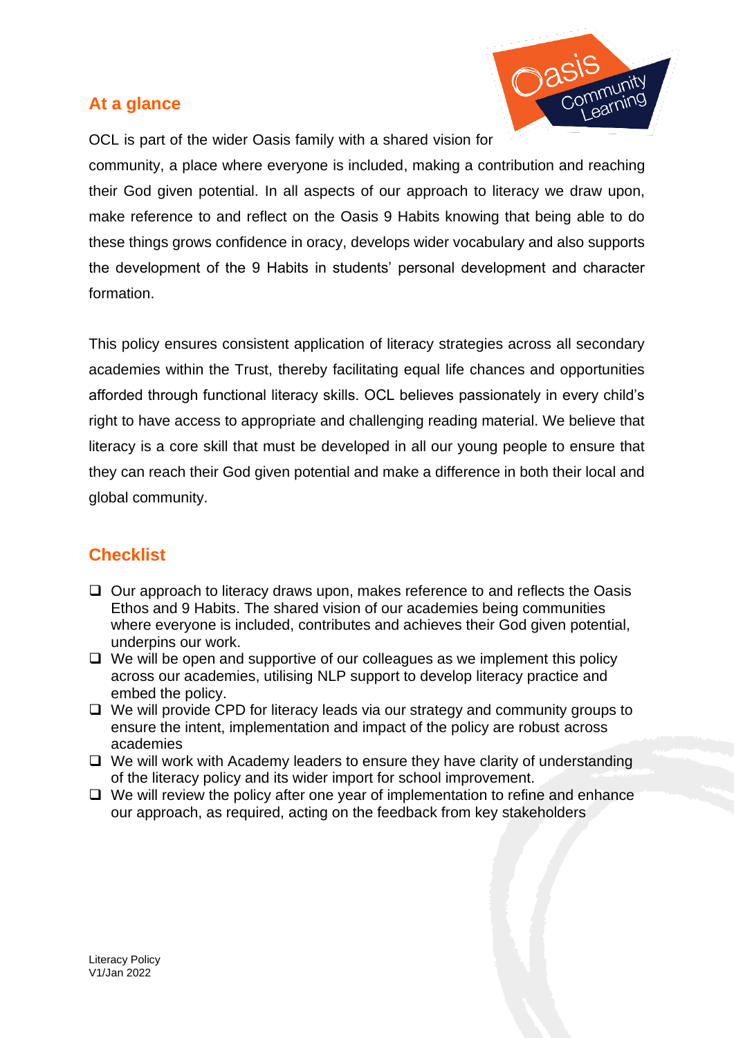## At a glance

OCL is part of the wider Oasis family with a shared vision for community, a place where everyone is included, making a contribution and reaching their God given potential. In all aspects of our approach to literacy we draw upon, make reference to and reflect on the Oasis 9 Habits knowing that being able to do these things grows confidence in oracy, develops wider vocabulary and also supports the development of the 9 Habits in students' personal development and character formation.

This policy ensures consistent application of literacy strategies across all secondary academies within the Trust, thereby facilitating equal life chances and opportunities afforded through functional literacy skills. OCL believes passionately in every child's right to have access to appropriate and challenging reading material. We believe that literacy is a core skill that must be developed in all our young people to ensure that they can reach their God given potential and make a difference in both their local and global community.

## Checklist

- ❑ Our approach to literacy draws upon, makes reference to and reflects the Oasis Ethos and 9 Habits. The shared vision of our academies being communities where everyone is included, contributes and achieves their God given potential, underpins our work.
- ❑ We will be open and supportive of our colleagues as we implement this policy across our academies, utilising NLP support to develop literacy practice and embed the policy.
- ❑ We will provide CPD for literacy leads via our strategy and community groups to ensure the intent, implementation and impact of the policy are robust across academies
- ❑ We will work with Academy leaders to ensure they have clarity of understanding of the literacy policy and its wider import for school improvement.
- ❑ We will review the policy after one year of implementation to refine and enhance our approach, as required, acting on the feedback from key stakeholders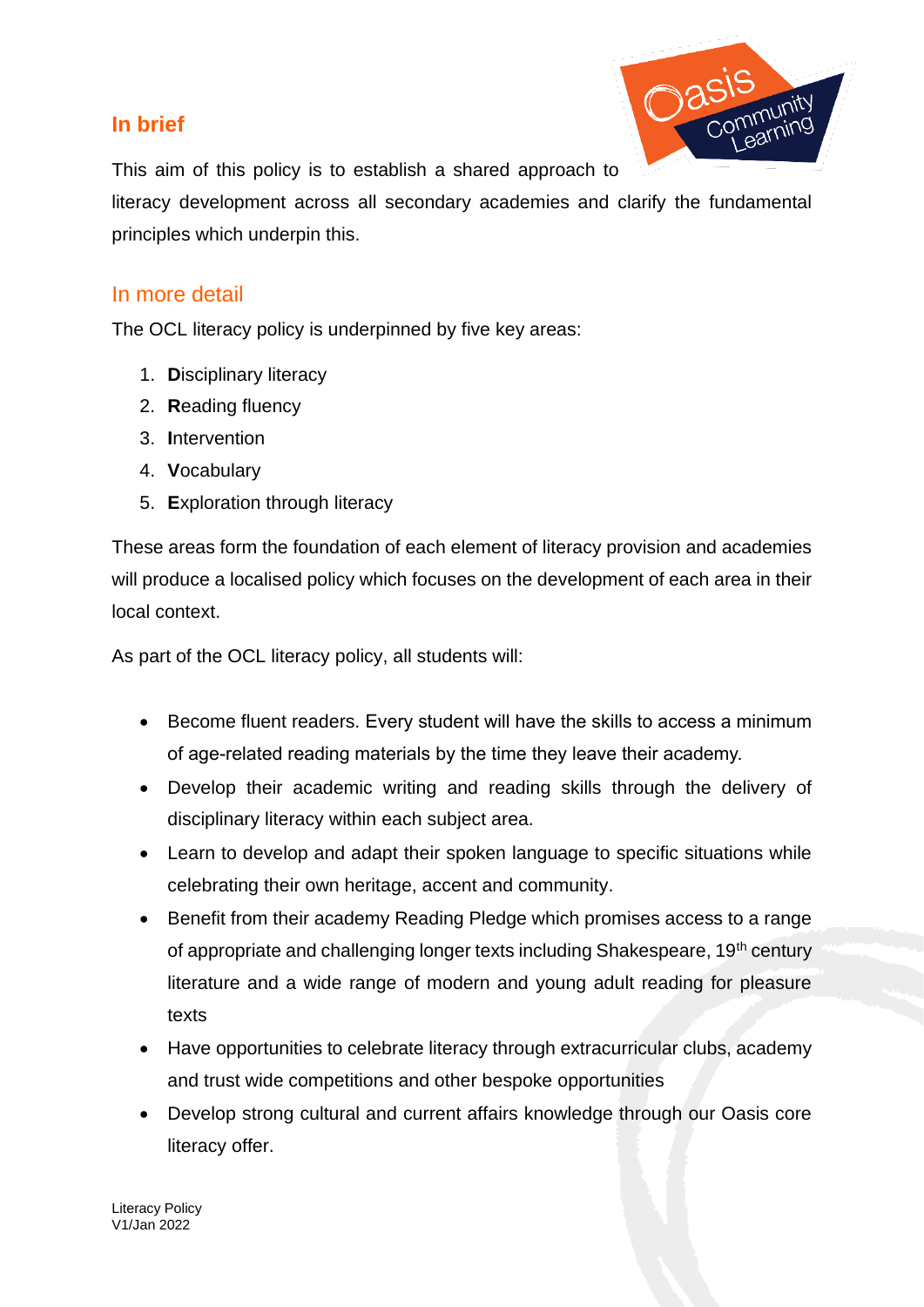## In brief

This aim of this policy is to establish a shared approach to literacy development across all secondary academies and clarify the fundamental principles which underpin this.

## In more detail

The OCL literacy policy is underpinned by five key areas:

1. **D**isciplinary literacy
2. **R**eading fluency
3. **I**ntervention
4. **V**ocabulary
5. **E**xploration through literacy

These areas form the foundation of each element of literacy provision and academies will produce a localised policy which focuses on the development of each area in their local context.

As part of the OCL literacy policy, all students will:

- Become fluent readers. Every student will have the skills to access a minimum of age-related reading materials by the time they leave their academy.
- Develop their academic writing and reading skills through the delivery of disciplinary literacy within each subject area.
- Learn to develop and adapt their spoken language to specific situations while celebrating their own heritage, accent and community.
- Benefit from their academy Reading Pledge which promises access to a range of appropriate and challenging longer texts including Shakespeare, 19th century literature and a wide range of modern and young adult reading for pleasure texts
- Have opportunities to celebrate literacy through extracurricular clubs, academy and trust wide competitions and other bespoke opportunities
- Develop strong cultural and current affairs knowledge through our Oasis core literacy offer.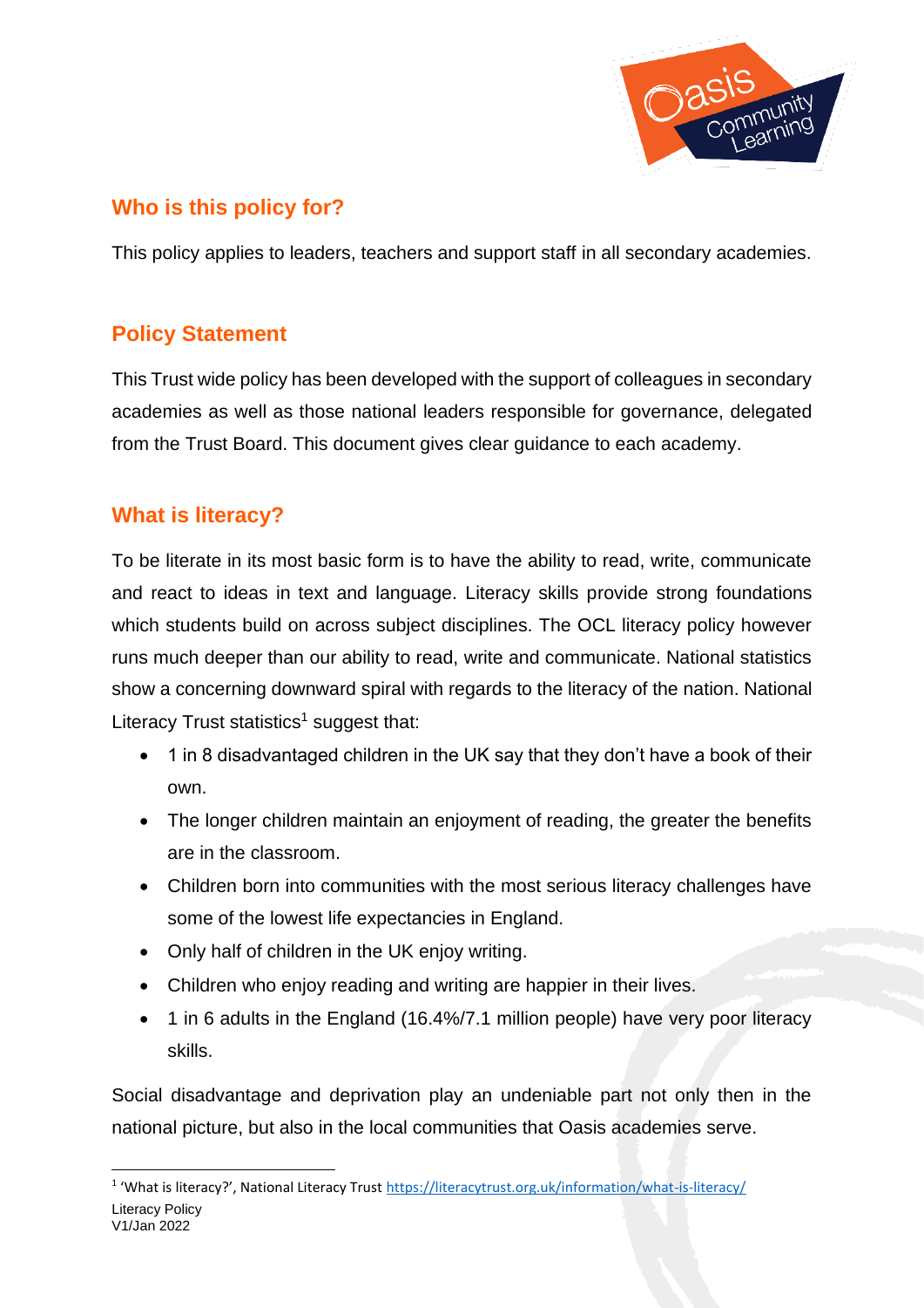## Who is this policy for?

This policy applies to leaders, teachers and support staff in all secondary academies.

## Policy Statement

This Trust wide policy has been developed with the support of colleagues in secondary academies as well as those national leaders responsible for governance, delegated from the Trust Board. This document gives clear guidance to each academy.

## What is literacy?

To be literate in its most basic form is to have the ability to read, write, communicate and react to ideas in text and language. Literacy skills provide strong foundations which students build on across subject disciplines. The OCL literacy policy however runs much deeper than our ability to read, write and communicate. National statistics show a concerning downward spiral with regards to the literacy of the nation. National Literacy Trust statistics[1] suggest that:

- 1 in 8 disadvantaged children in the UK say that they don't have a book of their own.
- The longer children maintain an enjoyment of reading, the greater the benefits are in the classroom.
- Children born into communities with the most serious literacy challenges have some of the lowest life expectancies in England.
- Only half of children in the UK enjoy writing.
- Children who enjoy reading and writing are happier in their lives.
- 1 in 6 adults in the England (16.4%/7.1 million people) have very poor literacy skills.

Social disadvantage and deprivation play an undeniable part not only then in the national picture, but also in the local communities that Oasis academies serve.

[1] 'What is literacy?', National Literacy Trust https://literacytrust.org.uk/information/what-is-literacy/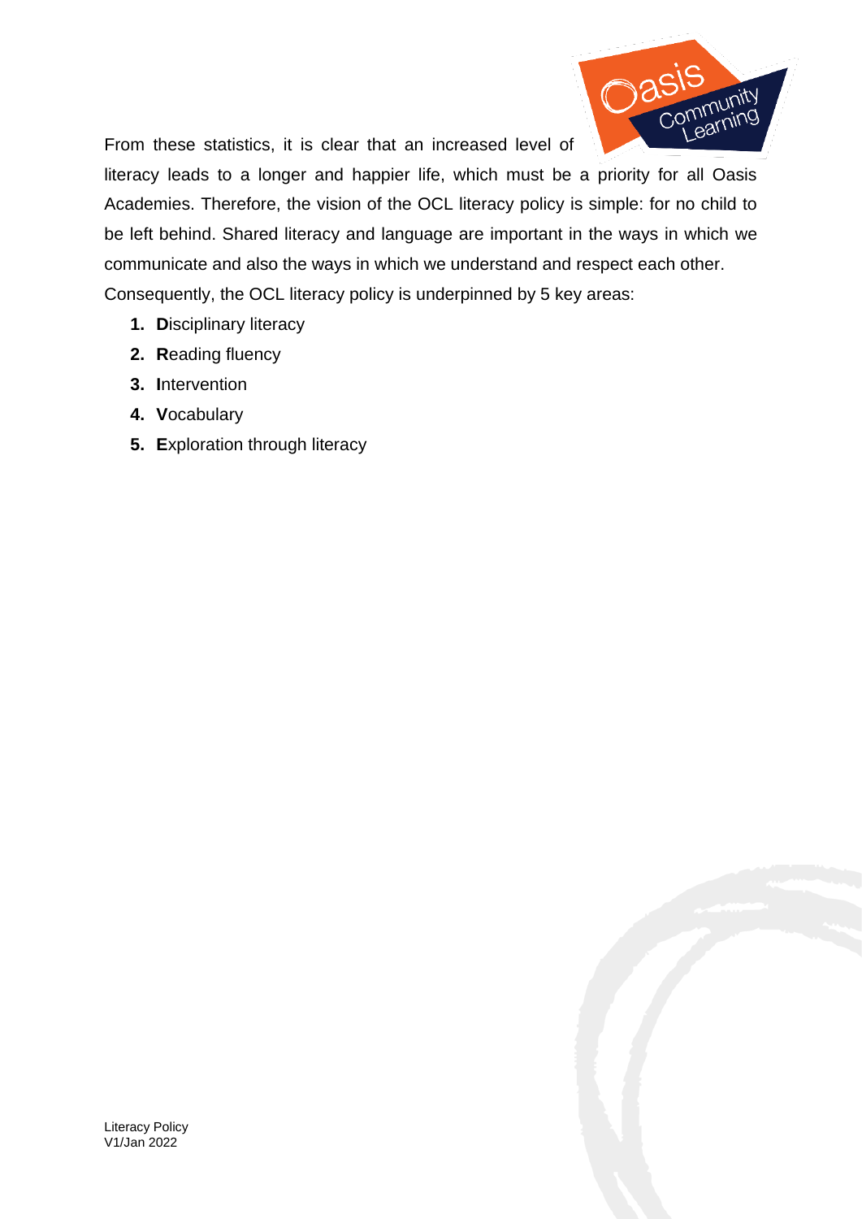From these statistics, it is clear that an increased level of literacy leads to a longer and happier life, which must be a priority for all Oasis Academies. Therefore, the vision of the OCL literacy policy is simple: for no child to be left behind. Shared literacy and language are important in the ways in which we communicate and also the ways in which we understand and respect each other. Consequently, the OCL literacy policy is underpinned by 5 key areas:

1. **D**isciplinary literacy
2. **R**eading fluency
3. **I**ntervention
4. **V**ocabulary
5. **E**xploration through literacy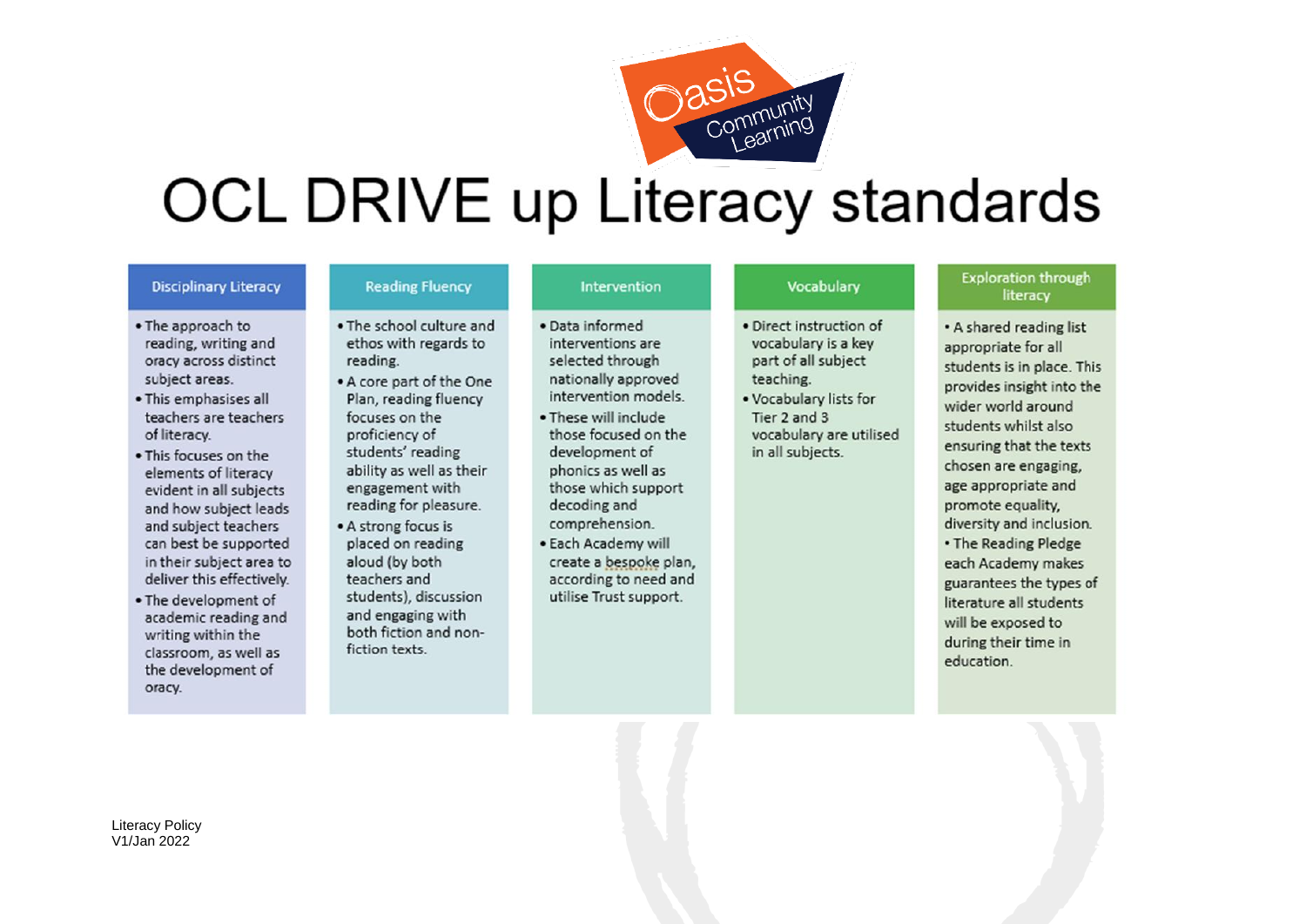# OCL DRIVE up Literacy standards

### Disciplinary Literacy

- The approach to reading, writing and oracy across distinct subject areas.
- This emphasises all teachers are teachers of literacy.
- This focuses on the elements of literacy evident in all subjects and how subject leads and subject teachers can best be supported in their subject area to deliver this effectively.
- The development of academic reading and writing within the classroom, as well as the development of oracy.

### Reading Fluency

- The school culture and ethos with regards to reading.
- A core part of the One Plan, reading fluency focuses on the proficiency of students' reading ability as well as their engagement with reading for pleasure.
- A strong focus is placed on reading aloud (by both teachers and students), discussion and engaging with both fiction and non-fiction texts.

### Intervention

- Data informed interventions are selected through nationally approved intervention models.
- These will include those focused on the development of phonics as well as those which support decoding and comprehension.
- Each Academy will create a bespoke plan, according to need and utilise Trust support.

### Vocabulary

- Direct instruction of vocabulary is a key part of all subject teaching.
- Vocabulary lists for Tier 2 and 3 vocabulary are utilised in all subjects.

### Exploration through literacy

- A shared reading list appropriate for all students is in place. This provides insight into the wider world around students whilst also ensuring that the texts chosen are engaging, age appropriate and promote equality, diversity and inclusion.
- The Reading Pledge each Academy makes guarantees the types of literature all students will be exposed to during their time in education.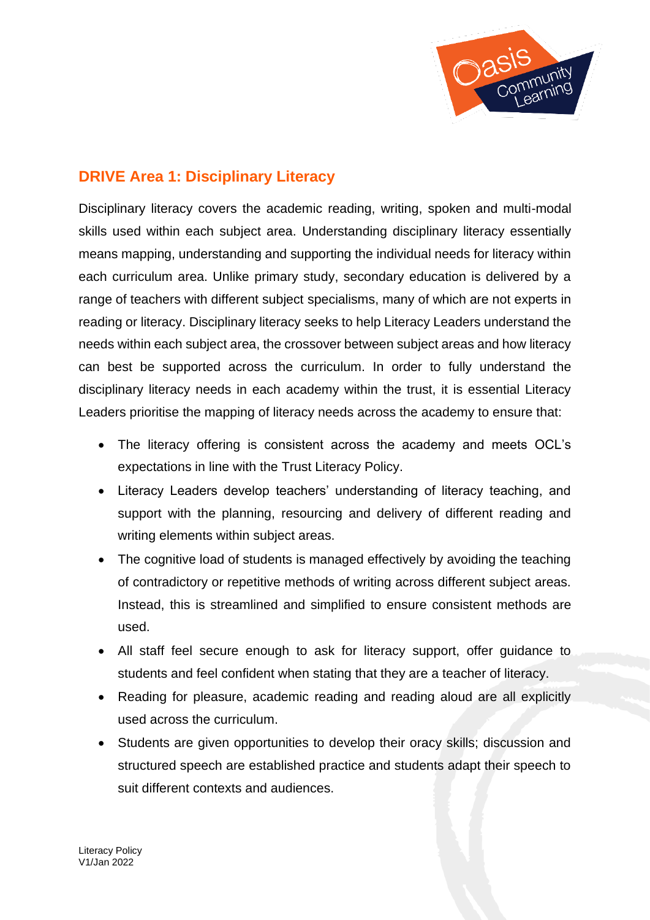## DRIVE Area 1: Disciplinary Literacy

Disciplinary literacy covers the academic reading, writing, spoken and multi-modal skills used within each subject area. Understanding disciplinary literacy essentially means mapping, understanding and supporting the individual needs for literacy within each curriculum area. Unlike primary study, secondary education is delivered by a range of teachers with different subject specialisms, many of which are not experts in reading or literacy. Disciplinary literacy seeks to help Literacy Leaders understand the needs within each subject area, the crossover between subject areas and how literacy can best be supported across the curriculum. In order to fully understand the disciplinary literacy needs in each academy within the trust, it is essential Literacy Leaders prioritise the mapping of literacy needs across the academy to ensure that:

- The literacy offering is consistent across the academy and meets OCL's expectations in line with the Trust Literacy Policy.
- Literacy Leaders develop teachers' understanding of literacy teaching, and support with the planning, resourcing and delivery of different reading and writing elements within subject areas.
- The cognitive load of students is managed effectively by avoiding the teaching of contradictory or repetitive methods of writing across different subject areas. Instead, this is streamlined and simplified to ensure consistent methods are used.
- All staff feel secure enough to ask for literacy support, offer guidance to students and feel confident when stating that they are a teacher of literacy.
- Reading for pleasure, academic reading and reading aloud are all explicitly used across the curriculum.
- Students are given opportunities to develop their oracy skills; discussion and structured speech are established practice and students adapt their speech to suit different contexts and audiences.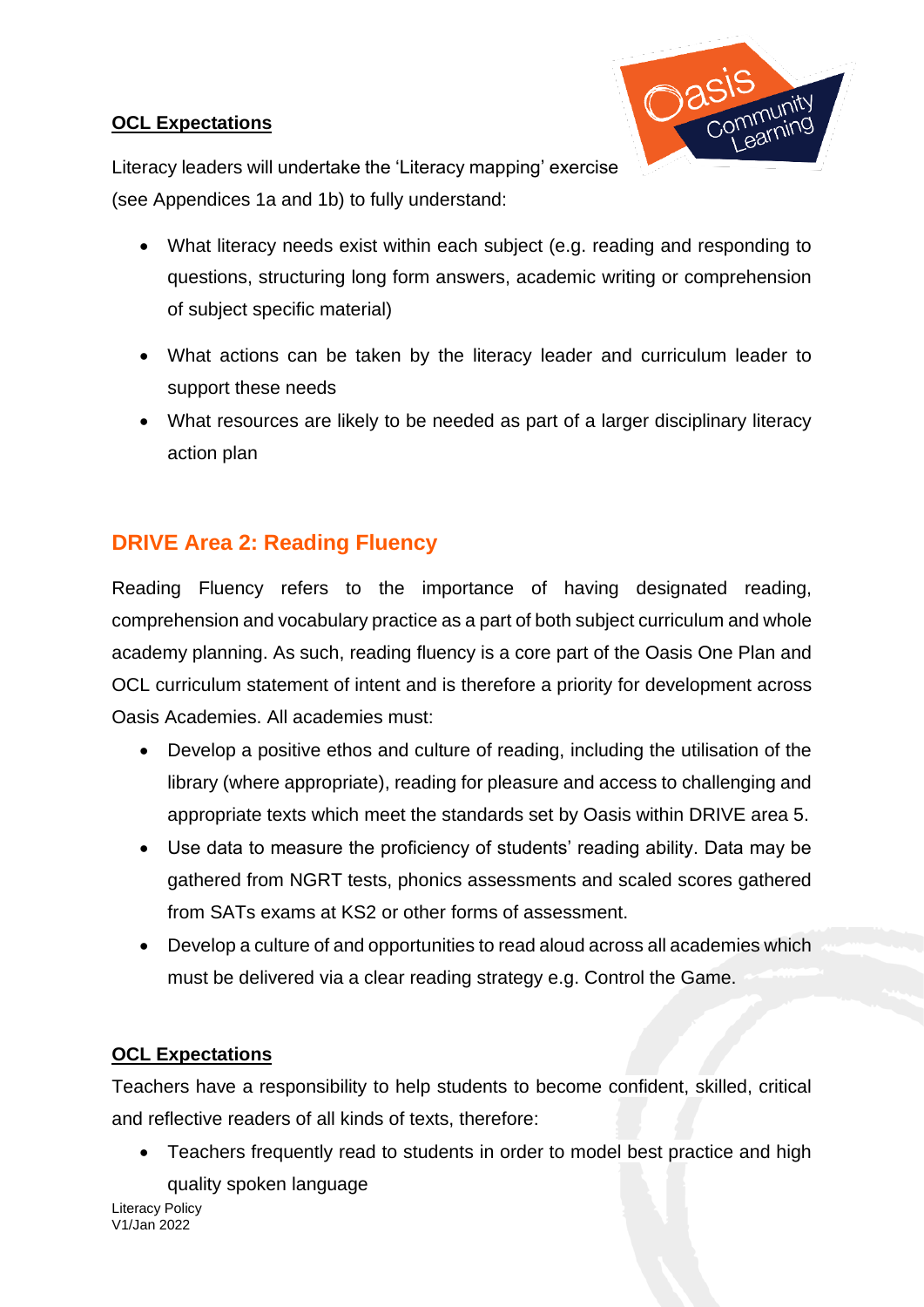**OCL Expectations**

Literacy leaders will undertake the 'Literacy mapping' exercise (see Appendices 1a and 1b) to fully understand:

- What literacy needs exist within each subject (e.g. reading and responding to questions, structuring long form answers, academic writing or comprehension of subject specific material)
- What actions can be taken by the literacy leader and curriculum leader to support these needs
- What resources are likely to be needed as part of a larger disciplinary literacy action plan

## DRIVE Area 2: Reading Fluency

Reading Fluency refers to the importance of having designated reading, comprehension and vocabulary practice as a part of both subject curriculum and whole academy planning. As such, reading fluency is a core part of the Oasis One Plan and OCL curriculum statement of intent and is therefore a priority for development across Oasis Academies. All academies must:

- Develop a positive ethos and culture of reading, including the utilisation of the library (where appropriate), reading for pleasure and access to challenging and appropriate texts which meet the standards set by Oasis within DRIVE area 5.
- Use data to measure the proficiency of students' reading ability. Data may be gathered from NGRT tests, phonics assessments and scaled scores gathered from SATs exams at KS2 or other forms of assessment.
- Develop a culture of and opportunities to read aloud across all academies which must be delivered via a clear reading strategy e.g. Control the Game.

**OCL Expectations**

Teachers have a responsibility to help students to become confident, skilled, critical and reflective readers of all kinds of texts, therefore:

- Teachers frequently read to students in order to model best practice and high quality spoken language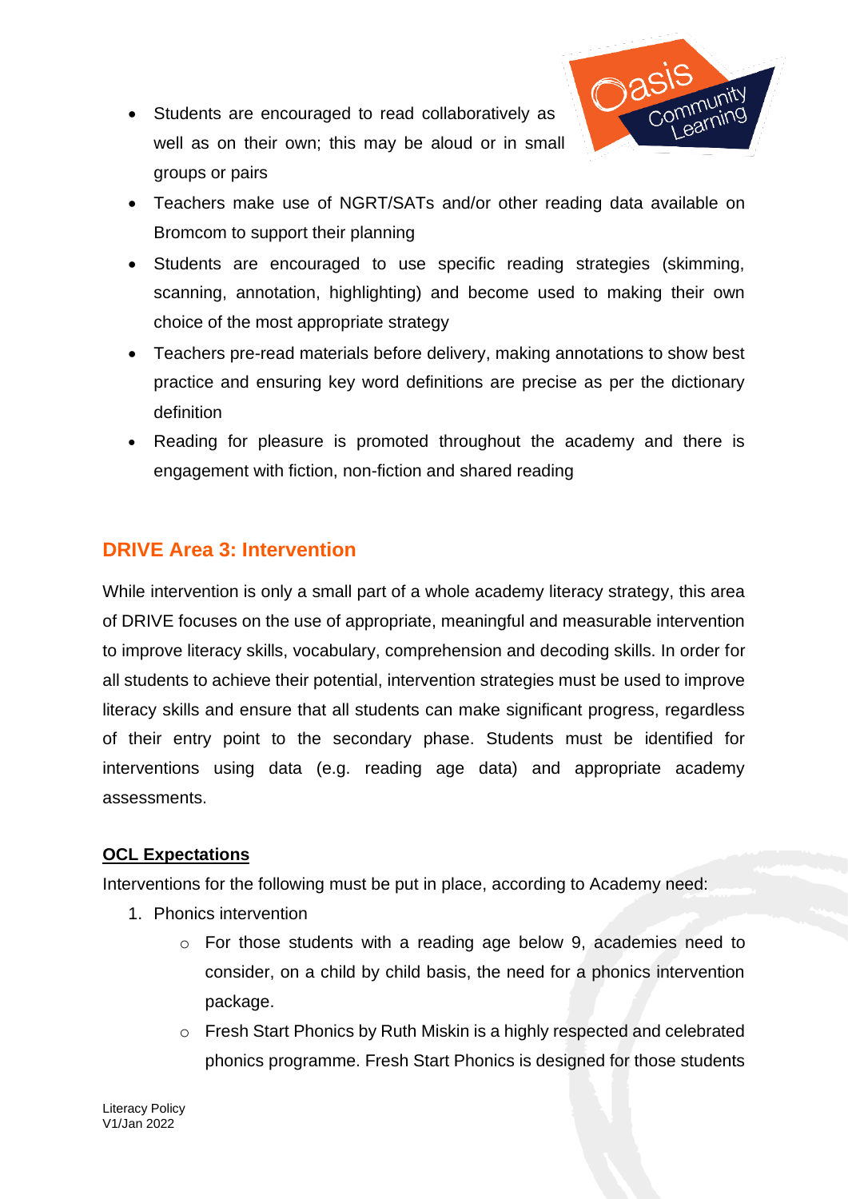- Students are encouraged to read collaboratively as well as on their own; this may be aloud or in small groups or pairs
- Teachers make use of NGRT/SATs and/or other reading data available on Bromcom to support their planning
- Students are encouraged to use specific reading strategies (skimming, scanning, annotation, highlighting) and become used to making their own choice of the most appropriate strategy
- Teachers pre-read materials before delivery, making annotations to show best practice and ensuring key word definitions are precise as per the dictionary definition
- Reading for pleasure is promoted throughout the academy and there is engagement with fiction, non-fiction and shared reading

## DRIVE Area 3: Intervention

While intervention is only a small part of a whole academy literacy strategy, this area of DRIVE focuses on the use of appropriate, meaningful and measurable intervention to improve literacy skills, vocabulary, comprehension and decoding skills. In order for all students to achieve their potential, intervention strategies must be used to improve literacy skills and ensure that all students can make significant progress, regardless of their entry point to the secondary phase. Students must be identified for interventions using data (e.g. reading age data) and appropriate academy assessments.

**OCL Expectations**

Interventions for the following must be put in place, according to Academy need:

1. Phonics intervention
   - For those students with a reading age below 9, academies need to consider, on a child by child basis, the need for a phonics intervention package.
   - Fresh Start Phonics by Ruth Miskin is a highly respected and celebrated phonics programme. Fresh Start Phonics is designed for those students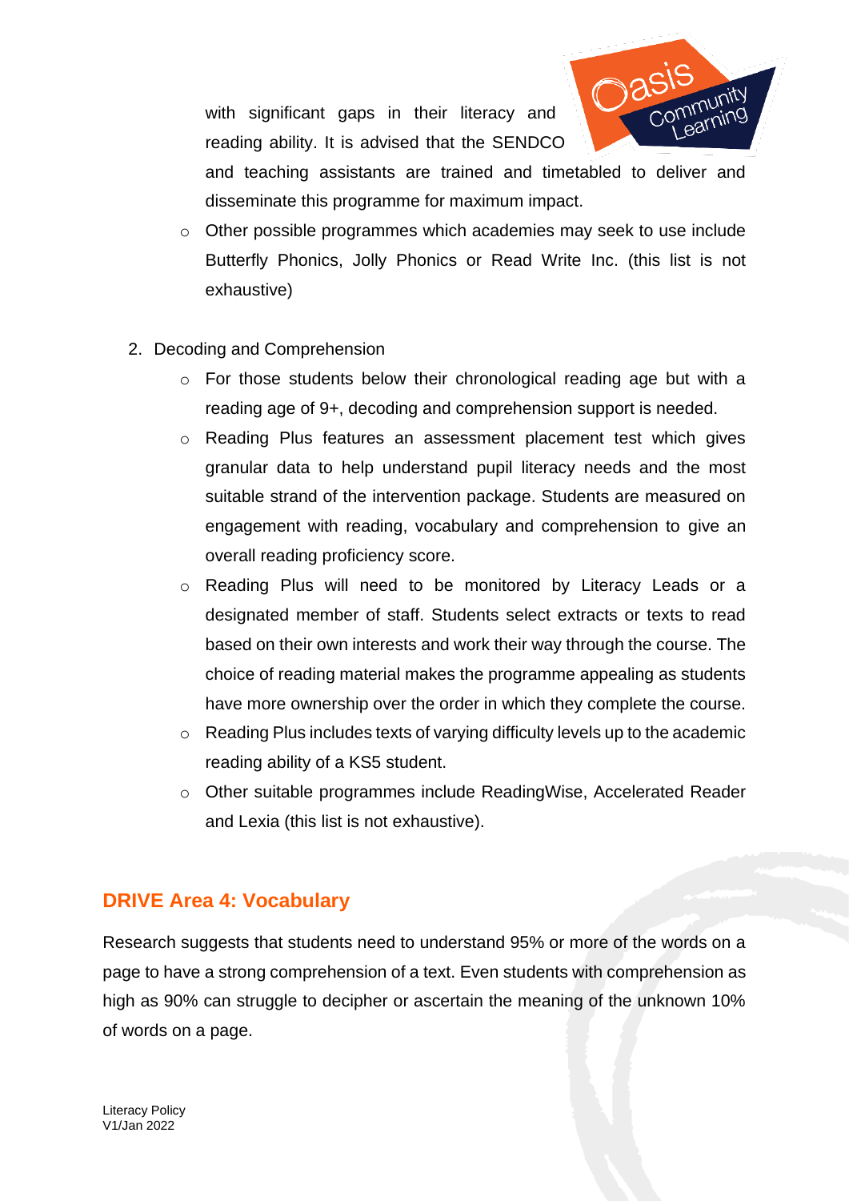with significant gaps in their literacy and reading ability. It is advised that the SENDCO and teaching assistants are trained and timetabled to deliver and disseminate this programme for maximum impact.
   - Other possible programmes which academies may seek to use include Butterfly Phonics, Jolly Phonics or Read Write Inc. (this list is not exhaustive)

2. Decoding and Comprehension
   - For those students below their chronological reading age but with a reading age of 9+, decoding and comprehension support is needed.
   - Reading Plus features an assessment placement test which gives granular data to help understand pupil literacy needs and the most suitable strand of the intervention package. Students are measured on engagement with reading, vocabulary and comprehension to give an overall reading proficiency score.
   - Reading Plus will need to be monitored by Literacy Leads or a designated member of staff. Students select extracts or texts to read based on their own interests and work their way through the course. The choice of reading material makes the programme appealing as students have more ownership over the order in which they complete the course.
   - Reading Plus includes texts of varying difficulty levels up to the academic reading ability of a KS5 student.
   - Other suitable programmes include ReadingWise, Accelerated Reader and Lexia (this list is not exhaustive).

## DRIVE Area 4: Vocabulary

Research suggests that students need to understand 95% or more of the words on a page to have a strong comprehension of a text. Even students with comprehension as high as 90% can struggle to decipher or ascertain the meaning of the unknown 10% of words on a page.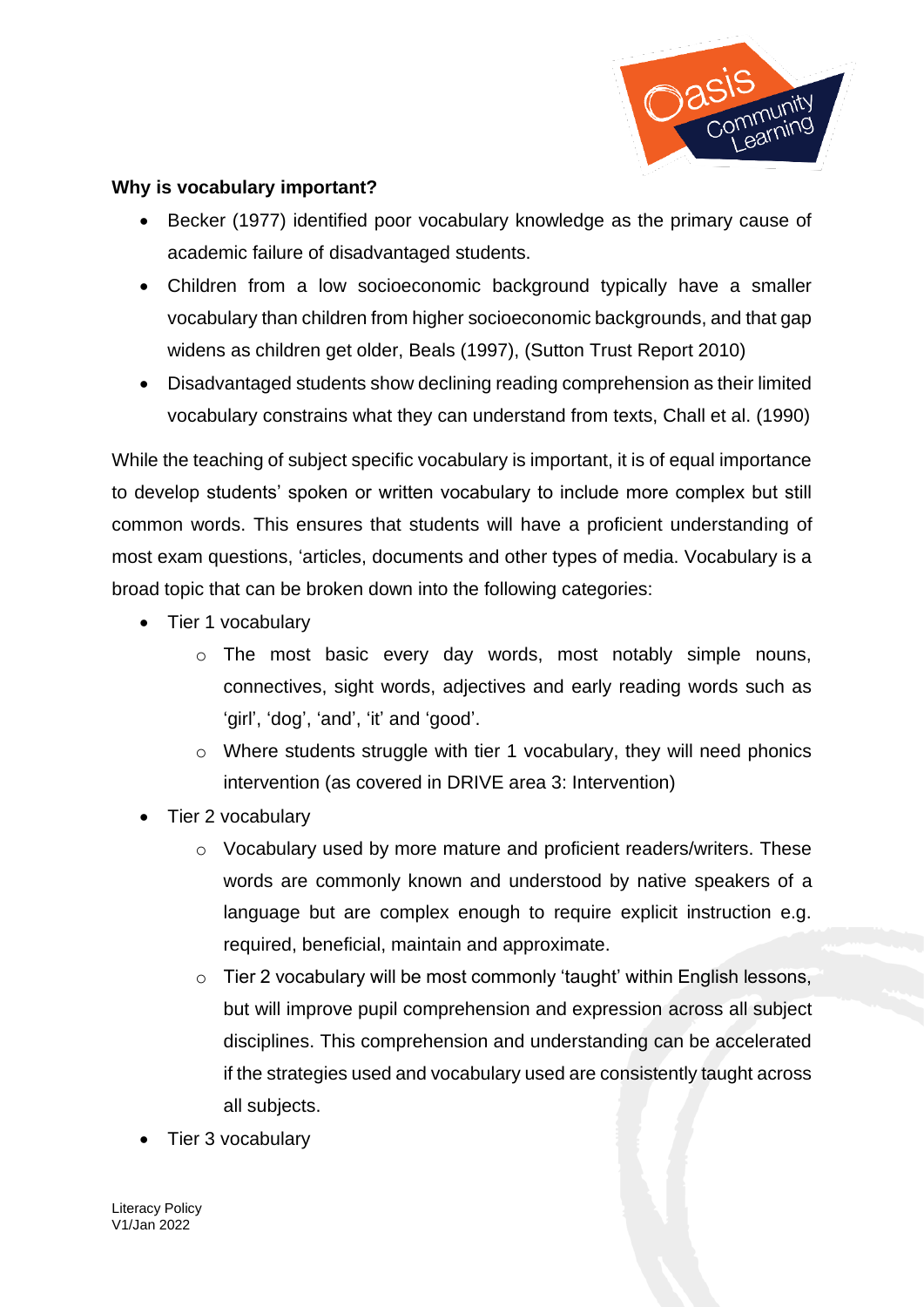**Why is vocabulary important?**

- Becker (1977) identified poor vocabulary knowledge as the primary cause of academic failure of disadvantaged students.
- Children from a low socioeconomic background typically have a smaller vocabulary than children from higher socioeconomic backgrounds, and that gap widens as children get older, Beals (1997), (Sutton Trust Report 2010)
- Disadvantaged students show declining reading comprehension as their limited vocabulary constrains what they can understand from texts, Chall et al. (1990)

While the teaching of subject specific vocabulary is important, it is of equal importance to develop students' spoken or written vocabulary to include more complex but still common words. This ensures that students will have a proficient understanding of most exam questions, 'articles, documents and other types of media. Vocabulary is a broad topic that can be broken down into the following categories:

- Tier 1 vocabulary
  - The most basic every day words, most notably simple nouns, connectives, sight words, adjectives and early reading words such as 'girl', 'dog', 'and', 'it' and 'good'.
  - Where students struggle with tier 1 vocabulary, they will need phonics intervention (as covered in DRIVE area 3: Intervention)
- Tier 2 vocabulary
  - Vocabulary used by more mature and proficient readers/writers. These words are commonly known and understood by native speakers of a language but are complex enough to require explicit instruction e.g. required, beneficial, maintain and approximate.
  - Tier 2 vocabulary will be most commonly 'taught' within English lessons, but will improve pupil comprehension and expression across all subject disciplines. This comprehension and understanding can be accelerated if the strategies used and vocabulary used are consistently taught across all subjects.
- Tier 3 vocabulary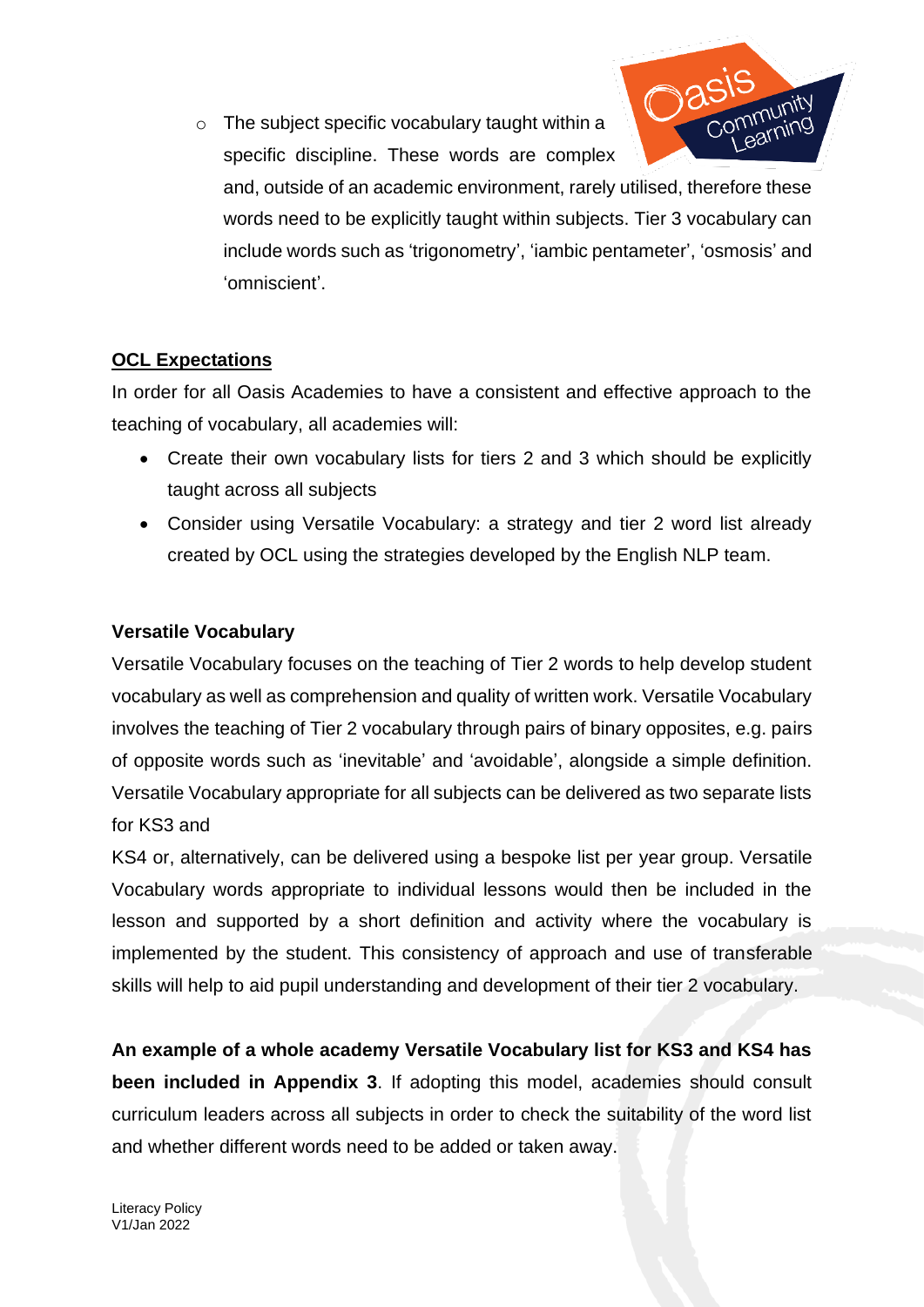- The subject specific vocabulary taught within a specific discipline. These words are complex and, outside of an academic environment, rarely utilised, therefore these words need to be explicitly taught within subjects. Tier 3 vocabulary can include words such as 'trigonometry', 'iambic pentameter', 'osmosis' and 'omniscient'.

## OCL Expectations

In order for all Oasis Academies to have a consistent and effective approach to the teaching of vocabulary, all academies will:

- Create their own vocabulary lists for tiers 2 and 3 which should be explicitly taught across all subjects
- Consider using Versatile Vocabulary: a strategy and tier 2 word list already created by OCL using the strategies developed by the English NLP team.

### Versatile Vocabulary

Versatile Vocabulary focuses on the teaching of Tier 2 words to help develop student vocabulary as well as comprehension and quality of written work. Versatile Vocabulary involves the teaching of Tier 2 vocabulary through pairs of binary opposites, e.g. pairs of opposite words such as 'inevitable' and 'avoidable', alongside a simple definition. Versatile Vocabulary appropriate for all subjects can be delivered as two separate lists for KS3 and KS4 or, alternatively, can be delivered using a bespoke list per year group. Versatile Vocabulary words appropriate to individual lessons would then be included in the lesson and supported by a short definition and activity where the vocabulary is implemented by the student. This consistency of approach and use of transferable skills will help to aid pupil understanding and development of their tier 2 vocabulary.

**An example of a whole academy Versatile Vocabulary list for KS3 and KS4 has been included in Appendix 3**. If adopting this model, academies should consult curriculum leaders across all subjects in order to check the suitability of the word list and whether different words need to be added or taken away.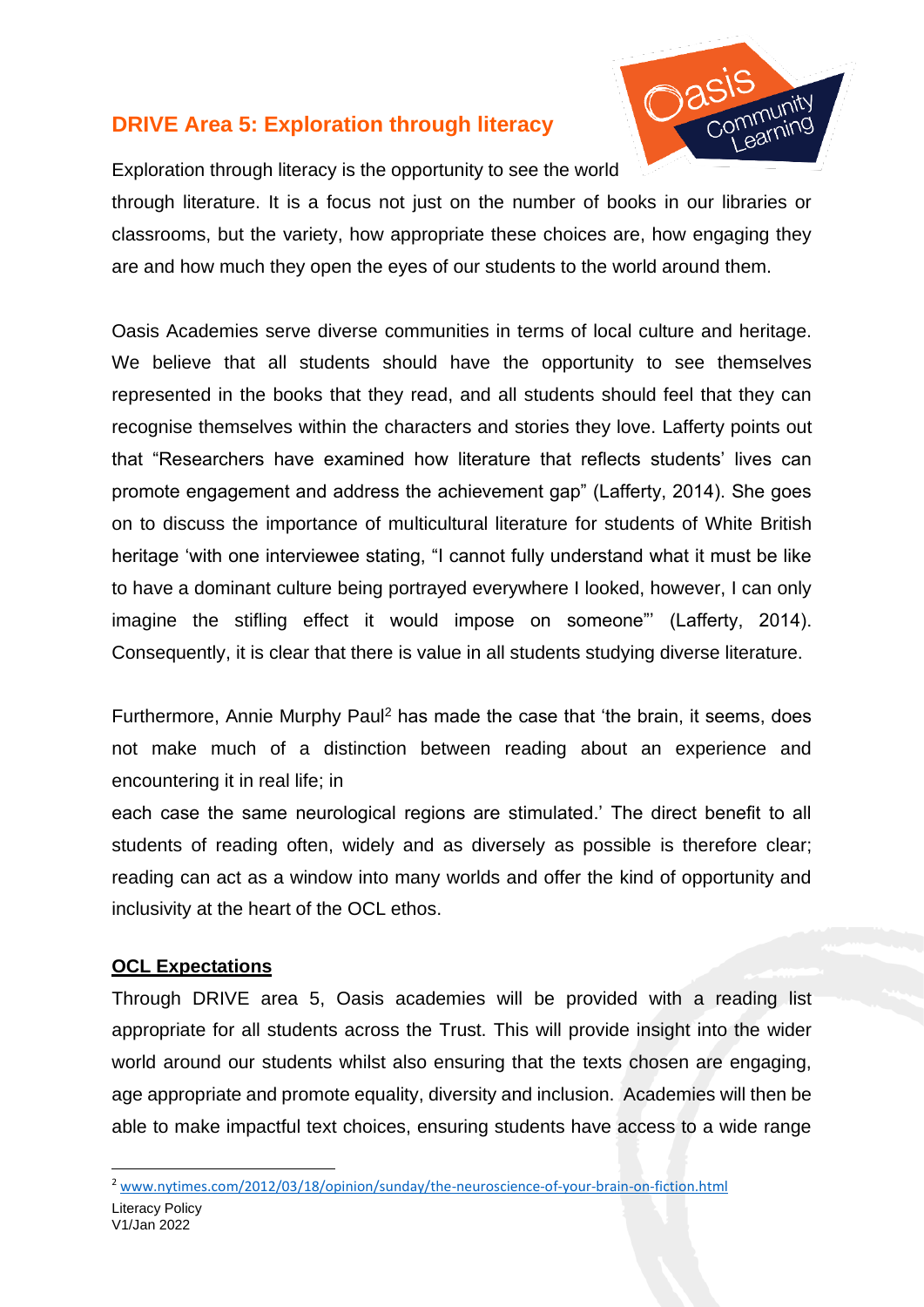## DRIVE Area 5: Exploration through literacy

Exploration through literacy is the opportunity to see the world through literature. It is a focus not just on the number of books in our libraries or classrooms, but the variety, how appropriate these choices are, how engaging they are and how much they open the eyes of our students to the world around them.

Oasis Academies serve diverse communities in terms of local culture and heritage. We believe that all students should have the opportunity to see themselves represented in the books that they read, and all students should feel that they can recognise themselves within the characters and stories they love. Lafferty points out that "Researchers have examined how literature that reflects students' lives can promote engagement and address the achievement gap" (Lafferty, 2014). She goes on to discuss the importance of multicultural literature for students of White British heritage 'with one interviewee stating, "I cannot fully understand what it must be like to have a dominant culture being portrayed everywhere I looked, however, I can only imagine the stifling effect it would impose on someone"' (Lafferty, 2014). Consequently, it is clear that there is value in all students studying diverse literature.

Furthermore, Annie Murphy Paul[2] has made the case that 'the brain, it seems, does not make much of a distinction between reading about an experience and encountering it in real life; in each case the same neurological regions are stimulated.' The direct benefit to all students of reading often, widely and as diversely as possible is therefore clear; reading can act as a window into many worlds and offer the kind of opportunity and inclusivity at the heart of the OCL ethos.

**OCL Expectations**

Through DRIVE area 5, Oasis academies will be provided with a reading list appropriate for all students across the Trust. This will provide insight into the wider world around our students whilst also ensuring that the texts chosen are engaging, age appropriate and promote equality, diversity and inclusion. Academies will then be able to make impactful text choices, ensuring students have access to a wide range

[2] www.nytimes.com/2012/03/18/opinion/sunday/the-neuroscience-of-your-brain-on-fiction.html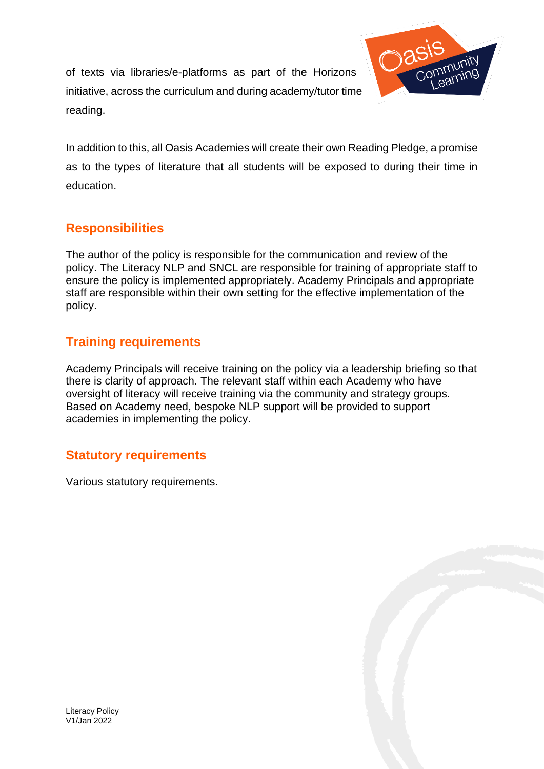of texts via libraries/e-platforms as part of the Horizons initiative, across the curriculum and during academy/tutor time reading.

In addition to this, all Oasis Academies will create their own Reading Pledge, a promise as to the types of literature that all students will be exposed to during their time in education.

## Responsibilities

The author of the policy is responsible for the communication and review of the policy. The Literacy NLP and SNCL are responsible for training of appropriate staff to ensure the policy is implemented appropriately. Academy Principals and appropriate staff are responsible within their own setting for the effective implementation of the policy.

## Training requirements

Academy Principals will receive training on the policy via a leadership briefing so that there is clarity of approach. The relevant staff within each Academy who have oversight of literacy will receive training via the community and strategy groups. Based on Academy need, bespoke NLP support will be provided to support academies in implementing the policy.

## Statutory requirements

Various statutory requirements.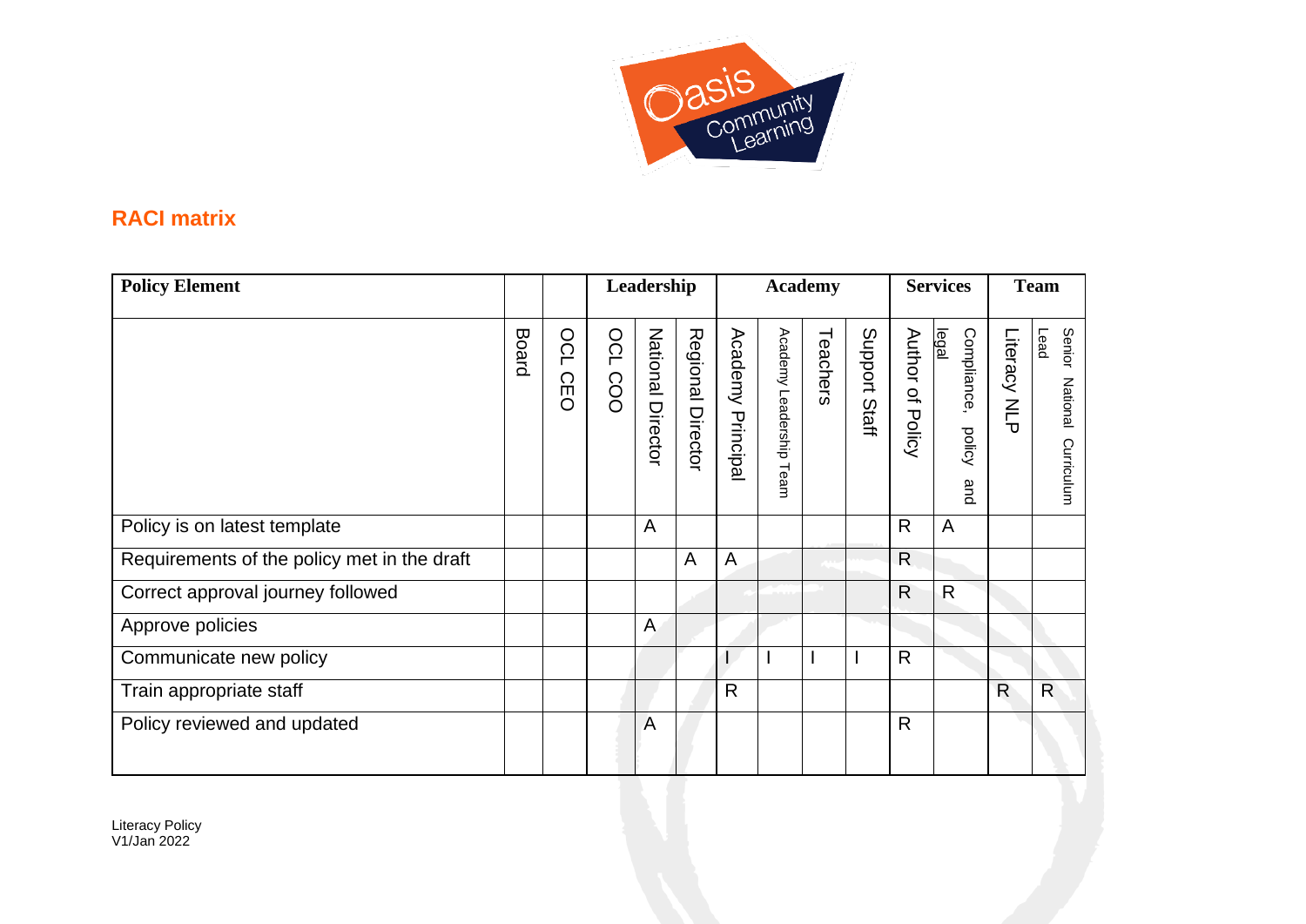## RACI matrix

| Policy Element | | | Leadership | | | Academy | | | | Services | | Team | |
|---|---|---|---|---|---|---|---|---|---|---|---|---|---|
| | Board | OCL CEO | OCL COO | National Director | Regional Director | Academy Principal | Academy Leadership Team | Teachers | Support Staff | Author of Policy | Compliance, policy and legal | Literacy NLP | Senior National Curriculum Lead |
| Policy is on latest template | | | | A | | | | | | R | A | | |
| Requirements of the policy met in the draft | | | | | A | A | | | | R | | | |
| Correct approval journey followed | | | | | | | | | | R | R | | |
| Approve policies | | | | A | | | | | | | | | |
| Communicate new policy | | | | | | I | I | I | I | R | | | |
| Train appropriate staff | | | | | | R | | | | | | R | R |
| Policy reviewed and updated | | | | A | | | | | | R | | | |

Literacy Policy
V1/Jan 2022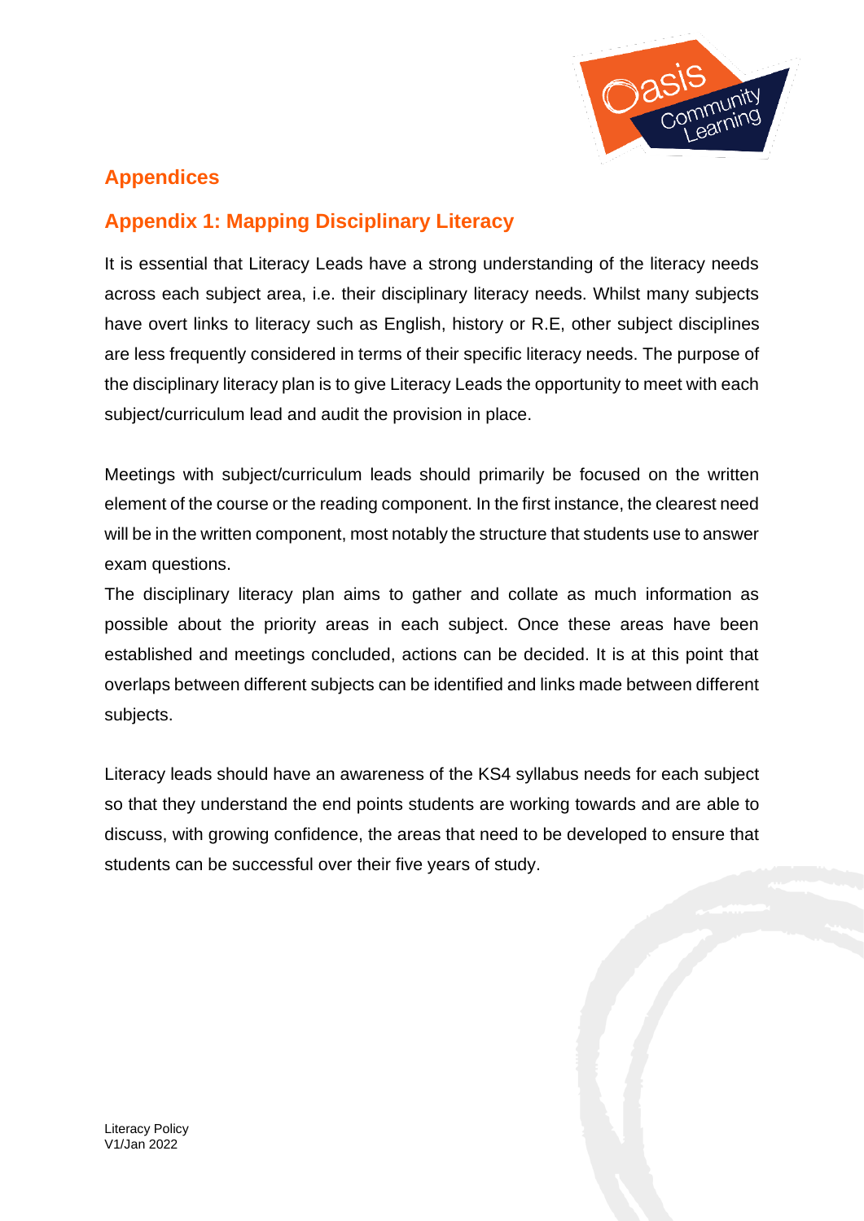## Appendices

### Appendix 1: Mapping Disciplinary Literacy

It is essential that Literacy Leads have a strong understanding of the literacy needs across each subject area, i.e. their disciplinary literacy needs. Whilst many subjects have overt links to literacy such as English, history or R.E, other subject disciplines are less frequently considered in terms of their specific literacy needs. The purpose of the disciplinary literacy plan is to give Literacy Leads the opportunity to meet with each subject/curriculum lead and audit the provision in place.

Meetings with subject/curriculum leads should primarily be focused on the written element of the course or the reading component. In the first instance, the clearest need will be in the written component, most notably the structure that students use to answer exam questions.

The disciplinary literacy plan aims to gather and collate as much information as possible about the priority areas in each subject. Once these areas have been established and meetings concluded, actions can be decided. It is at this point that overlaps between different subjects can be identified and links made between different subjects.

Literacy leads should have an awareness of the KS4 syllabus needs for each subject so that they understand the end points students are working towards and are able to discuss, with growing confidence, the areas that need to be developed to ensure that students can be successful over their five years of study.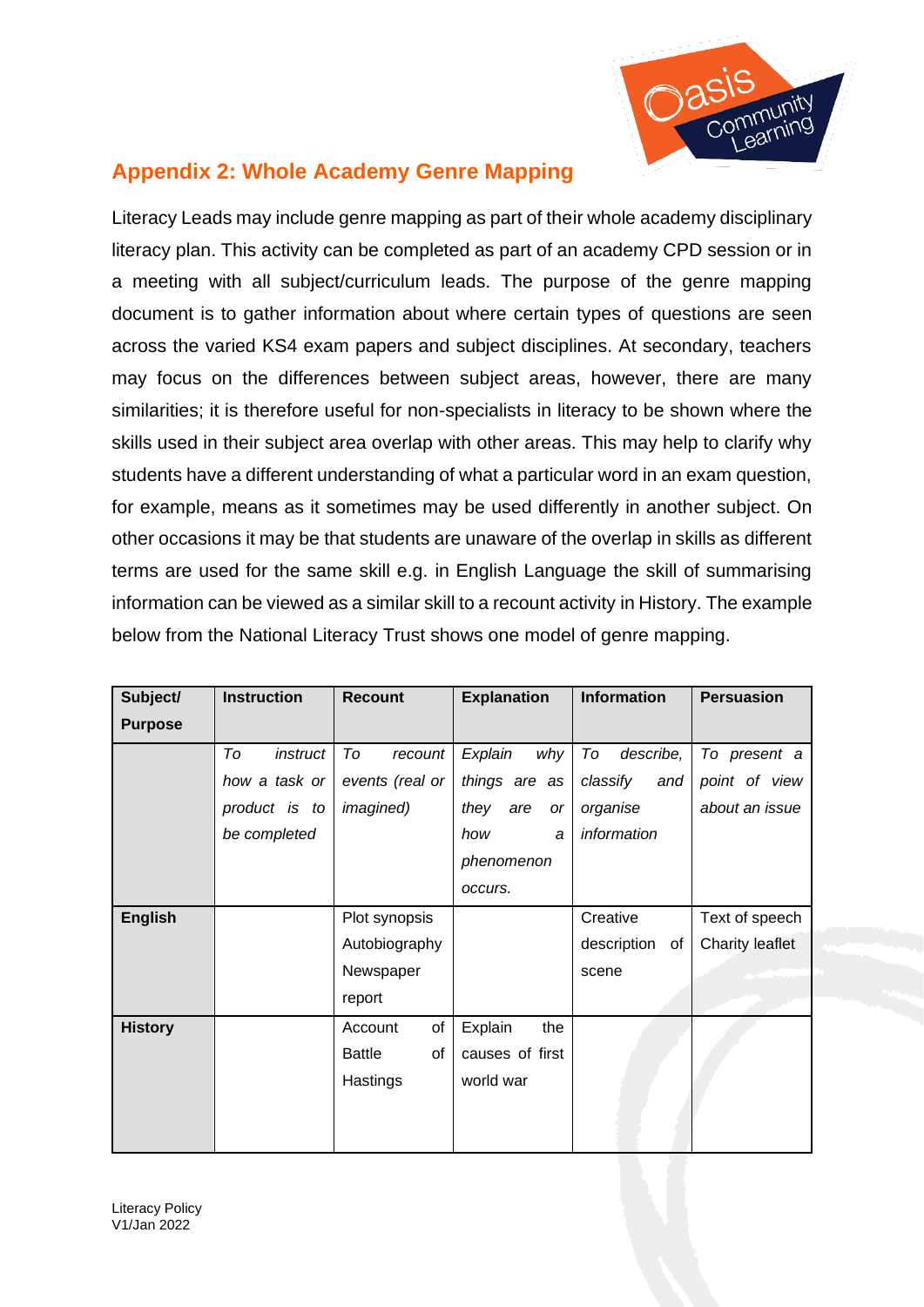## Appendix 2: Whole Academy Genre Mapping

Literacy Leads may include genre mapping as part of their whole academy disciplinary literacy plan. This activity can be completed as part of an academy CPD session or in a meeting with all subject/curriculum leads. The purpose of the genre mapping document is to gather information about where certain types of questions are seen across the varied KS4 exam papers and subject disciplines. At secondary, teachers may focus on the differences between subject areas, however, there are many similarities; it is therefore useful for non-specialists in literacy to be shown where the skills used in their subject area overlap with other areas. This may help to clarify why students have a different understanding of what a particular word in an exam question, for example, means as it sometimes may be used differently in another subject. On other occasions it may be that students are unaware of the overlap in skills as different terms are used for the same skill e.g. in English Language the skill of summarising information can be viewed as a similar skill to a recount activity in History. The example below from the National Literacy Trust shows one model of genre mapping.

| Subject/ Purpose | Instruction | Recount | Explanation | Information | Persuasion |
|---|---|---|---|---|---|
| | *To instruct how a task or product is to be completed* | *To recount events (real or imagined)* | *Explain why things are as they are or how a phenomenon occurs.* | *To describe, classify and organise information* | *To present a point of view about an issue* |
| **English** | | Plot synopsis<br>Autobiography<br>Newspaper report | | Creative description of scene | Text of speech<br>Charity leaflet |
| **History** | | Account of Battle of Hastings | Explain the causes of first world war | | |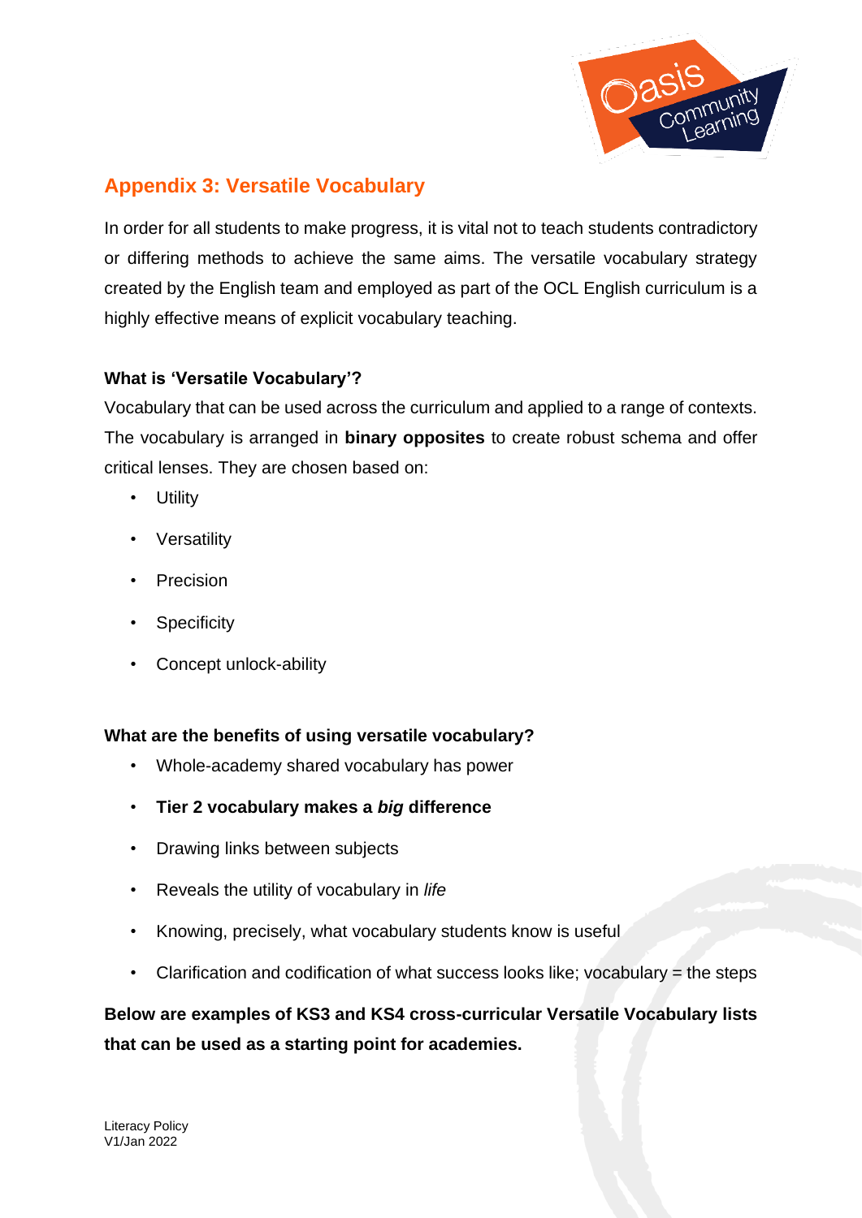## Appendix 3: Versatile Vocabulary

In order for all students to make progress, it is vital not to teach students contradictory or differing methods to achieve the same aims. The versatile vocabulary strategy created by the English team and employed as part of the OCL English curriculum is a highly effective means of explicit vocabulary teaching.

**What is 'Versatile Vocabulary'?**

Vocabulary that can be used across the curriculum and applied to a range of contexts. The vocabulary is arranged in **binary opposites** to create robust schema and offer critical lenses. They are chosen based on:

- Utility
- Versatility
- Precision
- Specificity
- Concept unlock-ability

**What are the benefits of using versatile vocabulary?**

- Whole-academy shared vocabulary has power
- **Tier 2 vocabulary makes a *big* difference**
- Drawing links between subjects
- Reveals the utility of vocabulary in *life*
- Knowing, precisely, what vocabulary students know is useful
- Clarification and codification of what success looks like; vocabulary = the steps

**Below are examples of KS3 and KS4 cross-curricular Versatile Vocabulary lists that can be used as a starting point for academies.**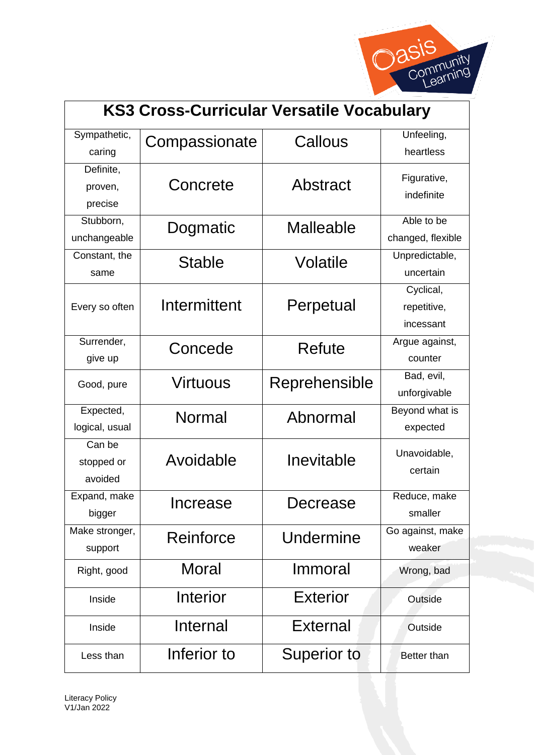| KS3 Cross-Curricular Versatile Vocabulary | | | |
|---|---|---|---|
| Sympathetic, caring | Compassionate | Callous | Unfeeling, heartless |
| Definite, proven, precise | Concrete | Abstract | Figurative, indefinite |
| Stubborn, unchangeable | Dogmatic | Malleable | Able to be changed, flexible |
| Constant, the same | Stable | Volatile | Unpredictable, uncertain |
| Every so often | Intermittent | Perpetual | Cyclical, repetitive, incessant |
| Surrender, give up | Concede | Refute | Argue against, counter |
| Good, pure | Virtuous | Reprehensible | Bad, evil, unforgivable |
| Expected, logical, usual | Normal | Abnormal | Beyond what is expected |
| Can be stopped or avoided | Avoidable | Inevitable | Unavoidable, certain |
| Expand, make bigger | Increase | Decrease | Reduce, make smaller |
| Make stronger, support | Reinforce | Undermine | Go against, make weaker |
| Right, good | Moral | Immoral | Wrong, bad |
| Inside | Interior | Exterior | Outside |
| Inside | Internal | External | Outside |
| Less than | Inferior to | Superior to | Better than |

Literacy Policy
V1/Jan 2022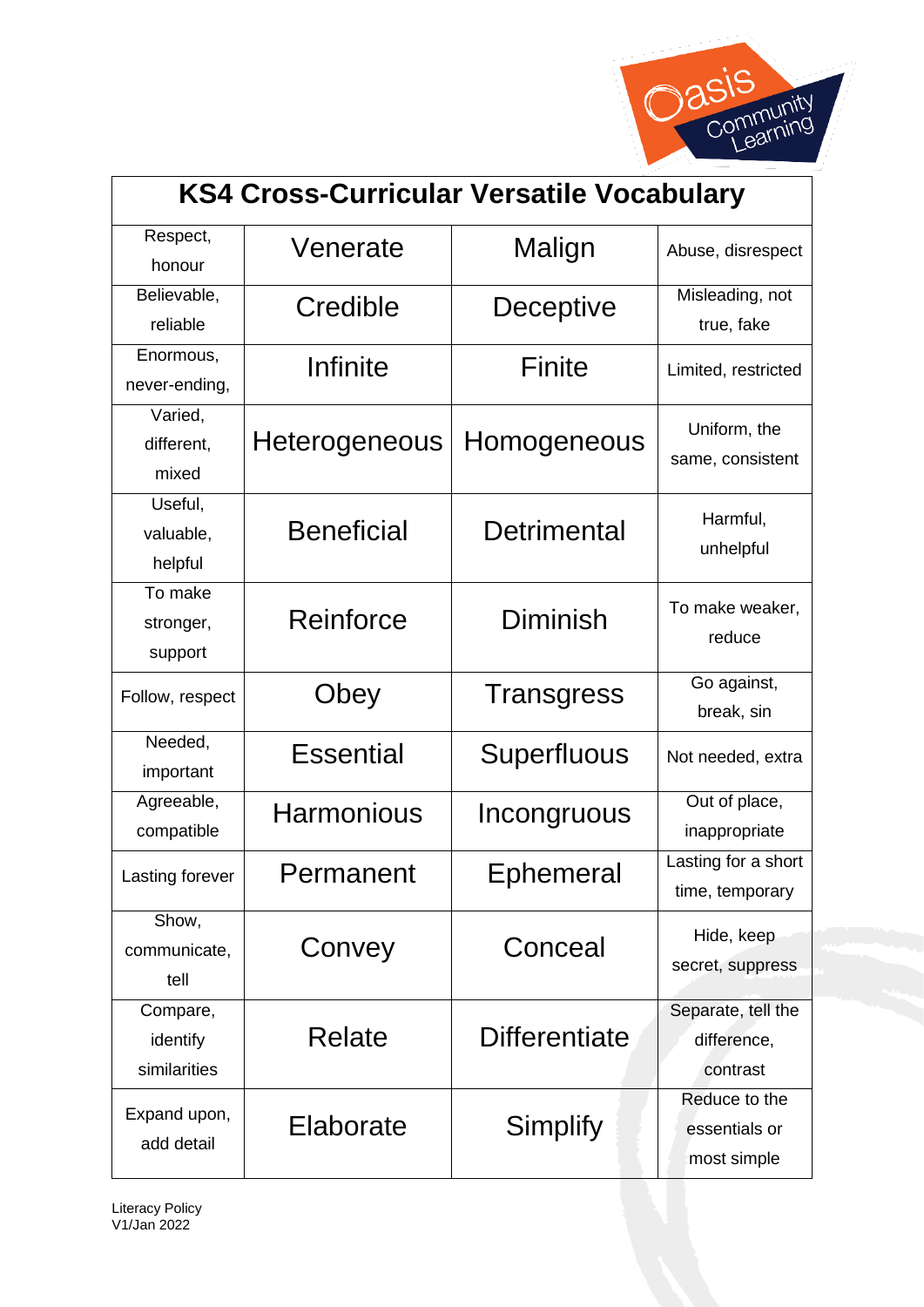# KS4 Cross-Curricular Versatile Vocabulary

| | | | |
|---|---|---|---|
| Respect, honour | Venerate | Malign | Abuse, disrespect |
| Believable, reliable | Credible | Deceptive | Misleading, not true, fake |
| Enormous, never-ending, | Infinite | Finite | Limited, restricted |
| Varied, different, mixed | Heterogeneous | Homogeneous | Uniform, the same, consistent |
| Useful, valuable, helpful | Beneficial | Detrimental | Harmful, unhelpful |
| To make stronger, support | Reinforce | Diminish | To make weaker, reduce |
| Follow, respect | Obey | Transgress | Go against, break, sin |
| Needed, important | Essential | Superfluous | Not needed, extra |
| Agreeable, compatible | Harmonious | Incongruous | Out of place, inappropriate |
| Lasting forever | Permanent | Ephemeral | Lasting for a short time, temporary |
| Show, communicate, tell | Convey | Conceal | Hide, keep secret, suppress |
| Compare, identify similarities | Relate | Differentiate | Separate, tell the difference, contrast |
| Expand upon, add detail | Elaborate | Simplify | Reduce to the essentials or most simple |

Literacy Policy
V1/Jan 2022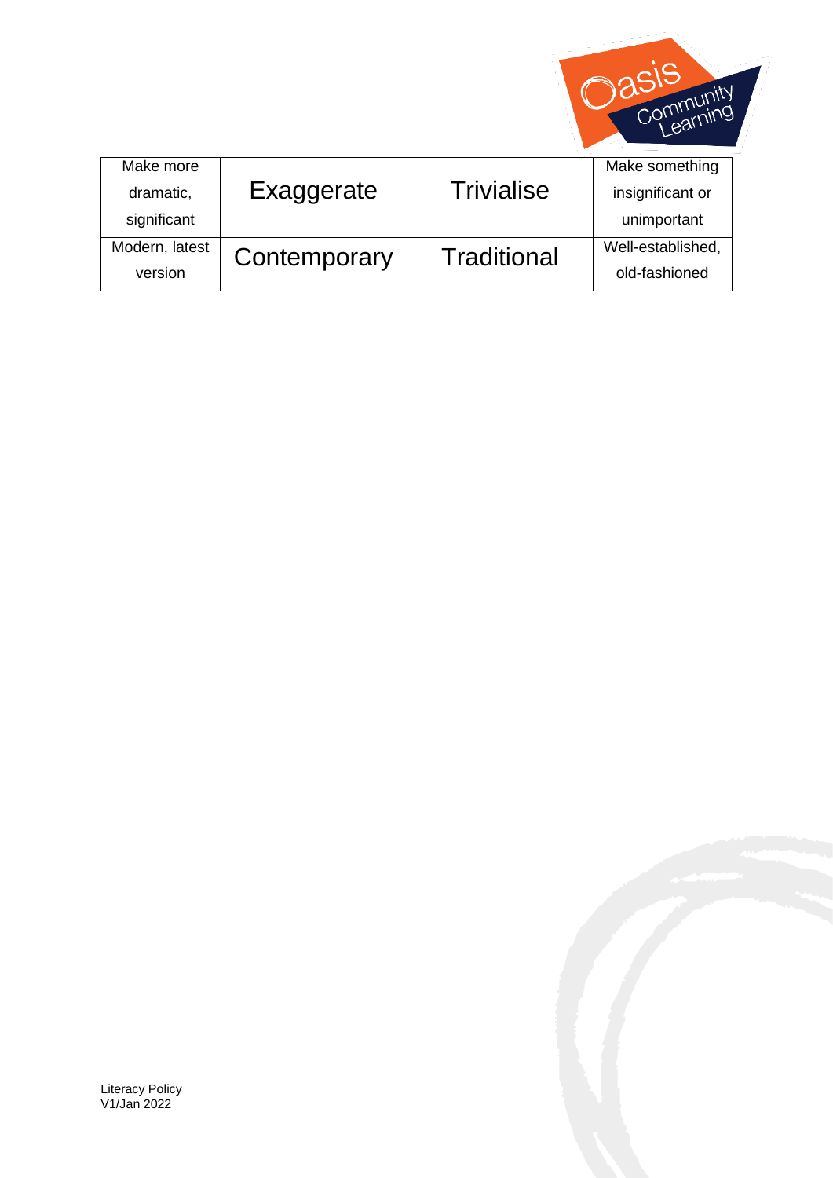| Make more dramatic, significant | Exaggerate | Trivialise | Make something insignificant or unimportant |
|---|---|---|---|
| Modern, latest version | Contemporary | Traditional | Well-established, old-fashioned |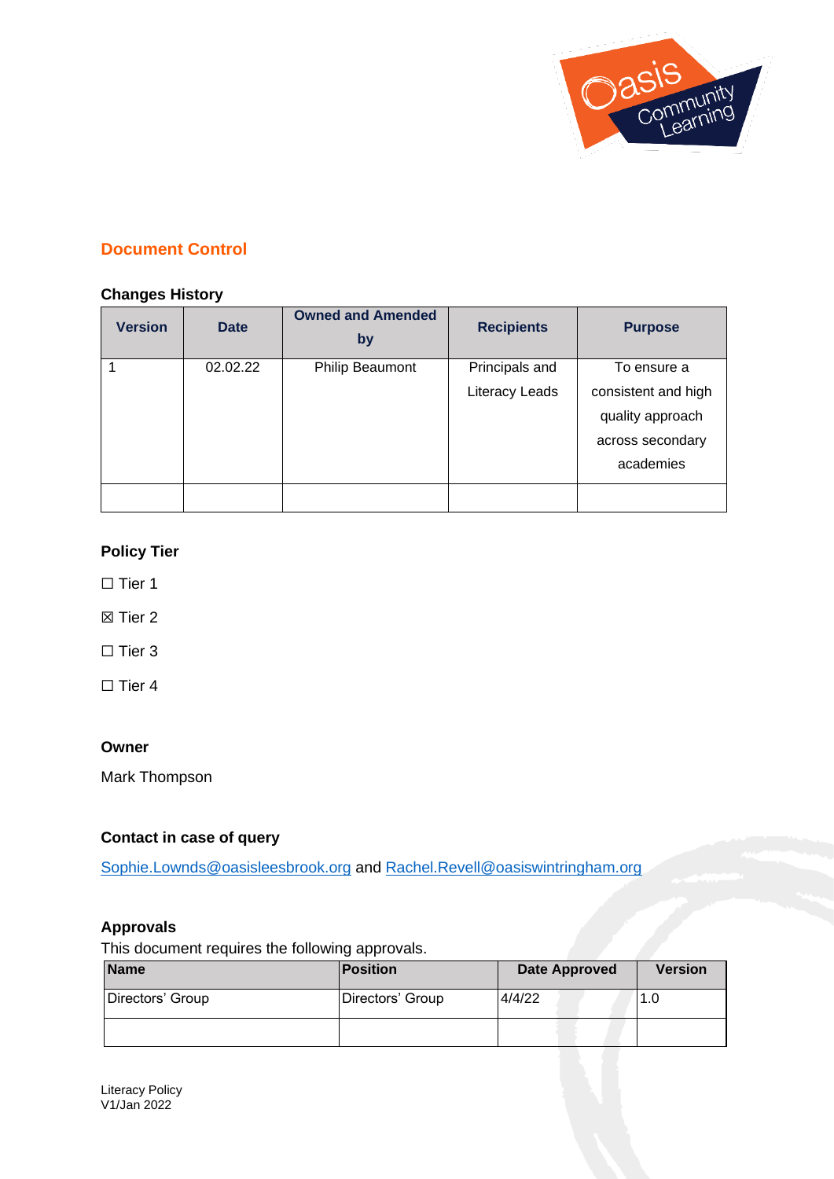## Document Control

### Changes History

| Version | Date | Owned and Amended by | Recipients | Purpose |
|---|---|---|---|---|
| 1 | 02.02.22 | Philip Beaumont | Principals and Literacy Leads | To ensure a consistent and high quality approach across secondary academies |
| | | | | |

### Policy Tier

☐ Tier 1

☒ Tier 2

☐ Tier 3

☐ Tier 4

### Owner

Mark Thompson

### Contact in case of query

Sophie.Lownds@oasisleesbrook.org and Rachel.Revell@oasiswintringham.org

### Approvals

This document requires the following approvals.

| Name | Position | Date Approved | Version |
|---|---|---|---|
| Directors' Group | Directors' Group | 4/4/22 | 1.0 |
| | | | |

Literacy Policy
V1/Jan 2022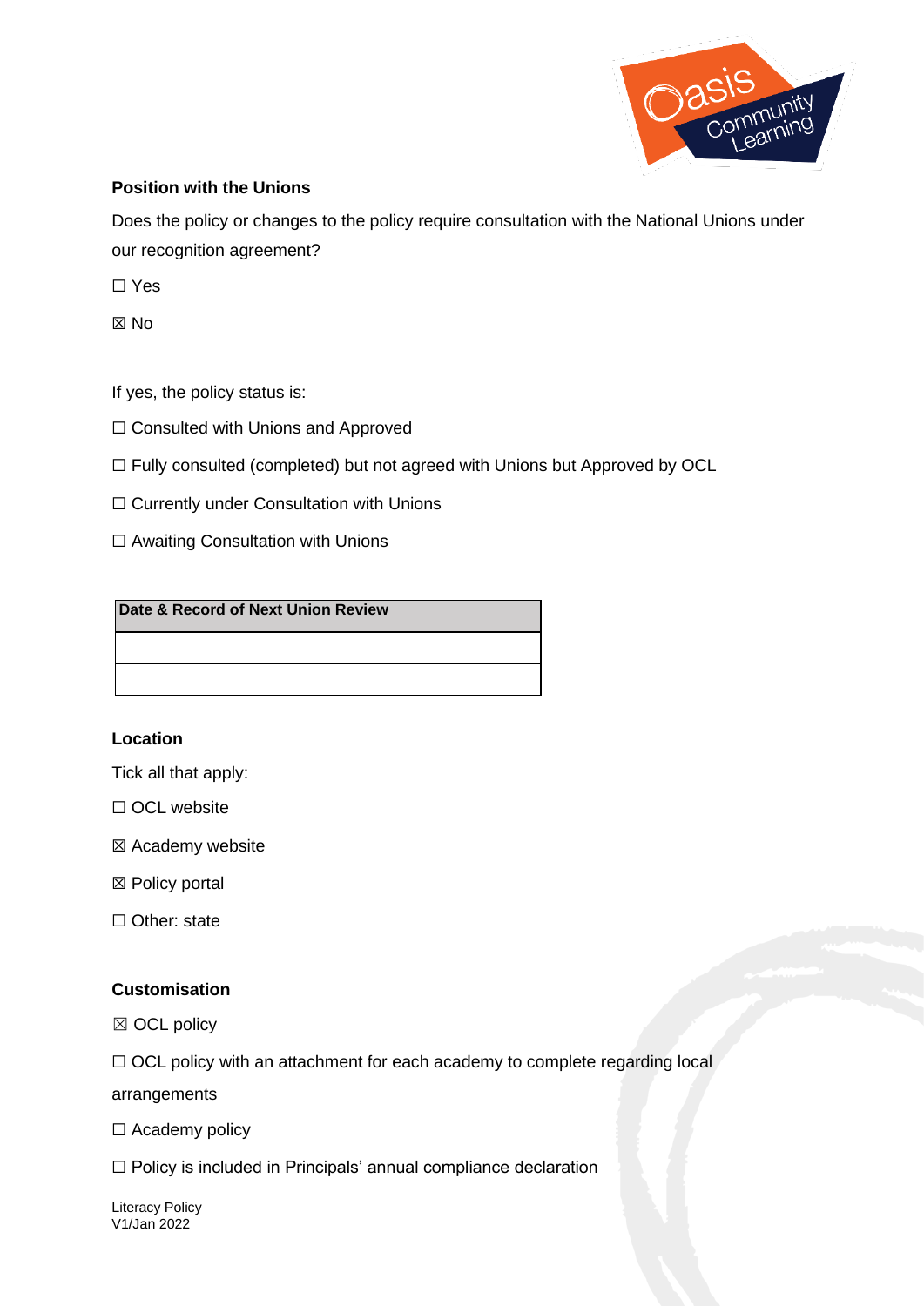**Position with the Unions**

Does the policy or changes to the policy require consultation with the National Unions under our recognition agreement?

☐ Yes

☒ No

If yes, the policy status is:

☐ Consulted with Unions and Approved

☐ Fully consulted (completed) but not agreed with Unions but Approved by OCL

☐ Currently under Consultation with Unions

☐ Awaiting Consultation with Unions

| Date & Record of Next Union Review |
| --- |
| |
| |

**Location**

Tick all that apply:

☐ OCL website

☒ Academy website

☒ Policy portal

☐ Other: state

**Customisation**

☒ OCL policy

☐ OCL policy with an attachment for each academy to complete regarding local arrangements

☐ Academy policy

☐ Policy is included in Principals' annual compliance declaration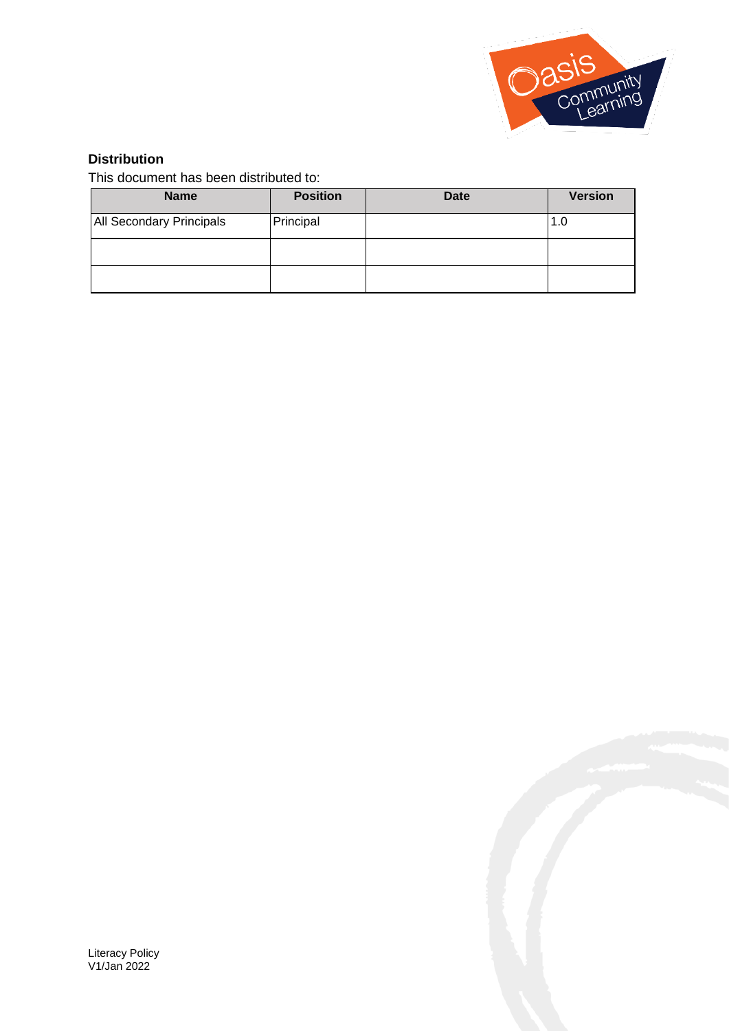### Distribution

This document has been distributed to:

| Name | Position | Date | Version |
|---|---|---|---|
| All Secondary Principals | Principal | | 1.0 |
| | | | |
| | | | |